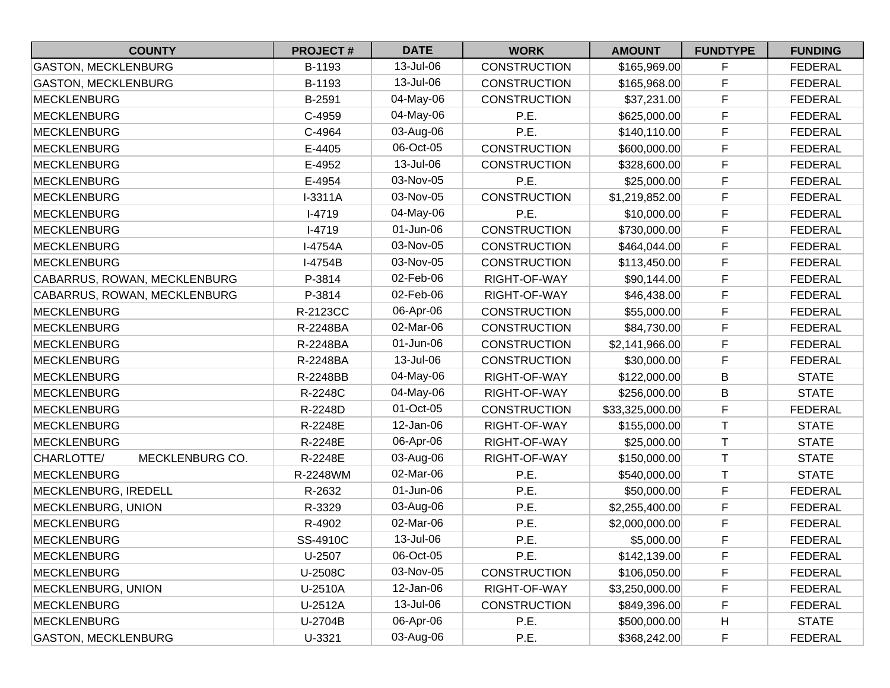| COUNTY | PROJECT # | DATE | WORK | AMOUNT | FUNDTYPE | FUNDING |
|---|---|---|---|---|---|---|
| GASTON, MECKLENBURG | B-1193 | 13-Jul-06 | CONSTRUCTION | $165,969.00 | F | FEDERAL |
| GASTON, MECKLENBURG | B-1193 | 13-Jul-06 | CONSTRUCTION | $165,968.00 | F | FEDERAL |
| MECKLENBURG | B-2591 | 04-May-06 | CONSTRUCTION | $37,231.00 | F | FEDERAL |
| MECKLENBURG | C-4959 | 04-May-06 | P.E. | $625,000.00 | F | FEDERAL |
| MECKLENBURG | C-4964 | 03-Aug-06 | P.E. | $140,110.00 | F | FEDERAL |
| MECKLENBURG | E-4405 | 06-Oct-05 | CONSTRUCTION | $600,000.00 | F | FEDERAL |
| MECKLENBURG | E-4952 | 13-Jul-06 | CONSTRUCTION | $328,600.00 | F | FEDERAL |
| MECKLENBURG | E-4954 | 03-Nov-05 | P.E. | $25,000.00 | F | FEDERAL |
| MECKLENBURG | I-3311A | 03-Nov-05 | CONSTRUCTION | $1,219,852.00 | F | FEDERAL |
| MECKLENBURG | I-4719 | 04-May-06 | P.E. | $10,000.00 | F | FEDERAL |
| MECKLENBURG | I-4719 | 01-Jun-06 | CONSTRUCTION | $730,000.00 | F | FEDERAL |
| MECKLENBURG | I-4754A | 03-Nov-05 | CONSTRUCTION | $464,044.00 | F | FEDERAL |
| MECKLENBURG | I-4754B | 03-Nov-05 | CONSTRUCTION | $113,450.00 | F | FEDERAL |
| CABARRUS, ROWAN, MECKLENBURG | P-3814 | 02-Feb-06 | RIGHT-OF-WAY | $90,144.00 | F | FEDERAL |
| CABARRUS, ROWAN, MECKLENBURG | P-3814 | 02-Feb-06 | RIGHT-OF-WAY | $46,438.00 | F | FEDERAL |
| MECKLENBURG | R-2123CC | 06-Apr-06 | CONSTRUCTION | $55,000.00 | F | FEDERAL |
| MECKLENBURG | R-2248BA | 02-Mar-06 | CONSTRUCTION | $84,730.00 | F | FEDERAL |
| MECKLENBURG | R-2248BA | 01-Jun-06 | CONSTRUCTION | $2,141,966.00 | F | FEDERAL |
| MECKLENBURG | R-2248BA | 13-Jul-06 | CONSTRUCTION | $30,000.00 | F | FEDERAL |
| MECKLENBURG | R-2248BB | 04-May-06 | RIGHT-OF-WAY | $122,000.00 | B | STATE |
| MECKLENBURG | R-2248C | 04-May-06 | RIGHT-OF-WAY | $256,000.00 | B | STATE |
| MECKLENBURG | R-2248D | 01-Oct-05 | CONSTRUCTION | $33,325,000.00 | F | FEDERAL |
| MECKLENBURG | R-2248E | 12-Jan-06 | RIGHT-OF-WAY | $155,000.00 | T | STATE |
| MECKLENBURG | R-2248E | 06-Apr-06 | RIGHT-OF-WAY | $25,000.00 | T | STATE |
| CHARLOTTE/ MECKLENBURG CO. | R-2248E | 03-Aug-06 | RIGHT-OF-WAY | $150,000.00 | T | STATE |
| MECKLENBURG | R-2248WM | 02-Mar-06 | P.E. | $540,000.00 | T | STATE |
| MECKLENBURG, IREDELL | R-2632 | 01-Jun-06 | P.E. | $50,000.00 | F | FEDERAL |
| MECKLENBURG, UNION | R-3329 | 03-Aug-06 | P.E. | $2,255,400.00 | F | FEDERAL |
| MECKLENBURG | R-4902 | 02-Mar-06 | P.E. | $2,000,000.00 | F | FEDERAL |
| MECKLENBURG | SS-4910C | 13-Jul-06 | P.E. | $5,000.00 | F | FEDERAL |
| MECKLENBURG | U-2507 | 06-Oct-05 | P.E. | $142,139.00 | F | FEDERAL |
| MECKLENBURG | U-2508C | 03-Nov-05 | CONSTRUCTION | $106,050.00 | F | FEDERAL |
| MECKLENBURG, UNION | U-2510A | 12-Jan-06 | RIGHT-OF-WAY | $3,250,000.00 | F | FEDERAL |
| MECKLENBURG | U-2512A | 13-Jul-06 | CONSTRUCTION | $849,396.00 | F | FEDERAL |
| MECKLENBURG | U-2704B | 06-Apr-06 | P.E. | $500,000.00 | H | STATE |
| GASTON, MECKLENBURG | U-3321 | 03-Aug-06 | P.E. | $368,242.00 | F | FEDERAL |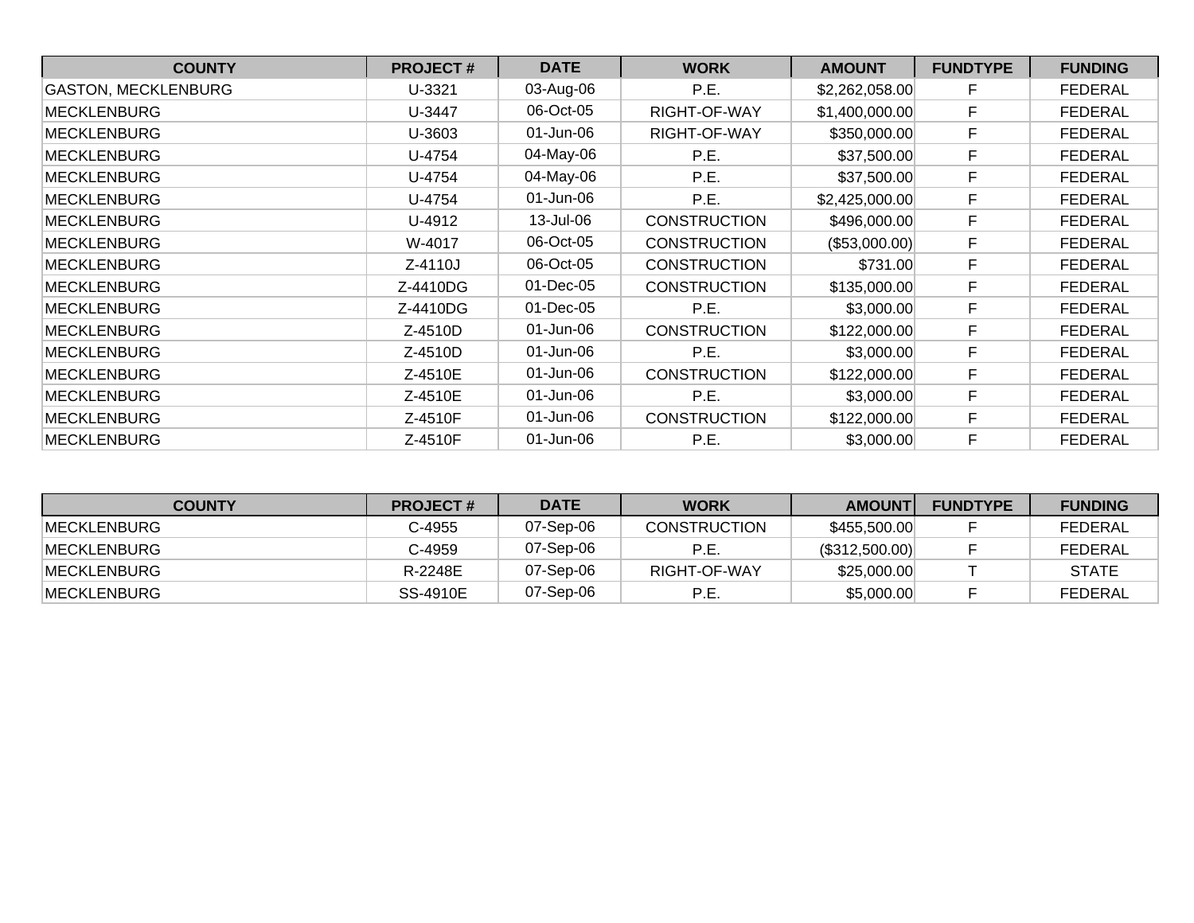| COUNTY | PROJECT # | DATE | WORK | AMOUNT | FUNDTYPE | FUNDING |
|---|---|---|---|---|---|---|
| GASTON, MECKLENBURG | U-3321 | 03-Aug-06 | P.E. | $2,262,058.00 | F | FEDERAL |
| MECKLENBURG | U-3447 | 06-Oct-05 | RIGHT-OF-WAY | $1,400,000.00 | F | FEDERAL |
| MECKLENBURG | U-3603 | 01-Jun-06 | RIGHT-OF-WAY | $350,000.00 | F | FEDERAL |
| MECKLENBURG | U-4754 | 04-May-06 | P.E. | $37,500.00 | F | FEDERAL |
| MECKLENBURG | U-4754 | 04-May-06 | P.E. | $37,500.00 | F | FEDERAL |
| MECKLENBURG | U-4754 | 01-Jun-06 | P.E. | $2,425,000.00 | F | FEDERAL |
| MECKLENBURG | U-4912 | 13-Jul-06 | CONSTRUCTION | $496,000.00 | F | FEDERAL |
| MECKLENBURG | W-4017 | 06-Oct-05 | CONSTRUCTION | ($53,000.00) | F | FEDERAL |
| MECKLENBURG | Z-4110J | 06-Oct-05 | CONSTRUCTION | $731.00 | F | FEDERAL |
| MECKLENBURG | Z-4410DG | 01-Dec-05 | CONSTRUCTION | $135,000.00 | F | FEDERAL |
| MECKLENBURG | Z-4410DG | 01-Dec-05 | P.E. | $3,000.00 | F | FEDERAL |
| MECKLENBURG | Z-4510D | 01-Jun-06 | CONSTRUCTION | $122,000.00 | F | FEDERAL |
| MECKLENBURG | Z-4510D | 01-Jun-06 | P.E. | $3,000.00 | F | FEDERAL |
| MECKLENBURG | Z-4510E | 01-Jun-06 | CONSTRUCTION | $122,000.00 | F | FEDERAL |
| MECKLENBURG | Z-4510E | 01-Jun-06 | P.E. | $3,000.00 | F | FEDERAL |
| MECKLENBURG | Z-4510F | 01-Jun-06 | CONSTRUCTION | $122,000.00 | F | FEDERAL |
| MECKLENBURG | Z-4510F | 01-Jun-06 | P.E. | $3,000.00 | F | FEDERAL |

| COUNTY | PROJECT # | DATE | WORK | AMOUNT | FUNDTYPE | FUNDING |
|---|---|---|---|---|---|---|
| MECKLENBURG | C-4955 | 07-Sep-06 | CONSTRUCTION | $455,500.00 | F | FEDERAL |
| MECKLENBURG | C-4959 | 07-Sep-06 | P.E. | ($312,500.00) | F | FEDERAL |
| MECKLENBURG | R-2248E | 07-Sep-06 | RIGHT-OF-WAY | $25,000.00 | T | STATE |
| MECKLENBURG | SS-4910E | 07-Sep-06 | P.E. | $5,000.00 | F | FEDERAL |